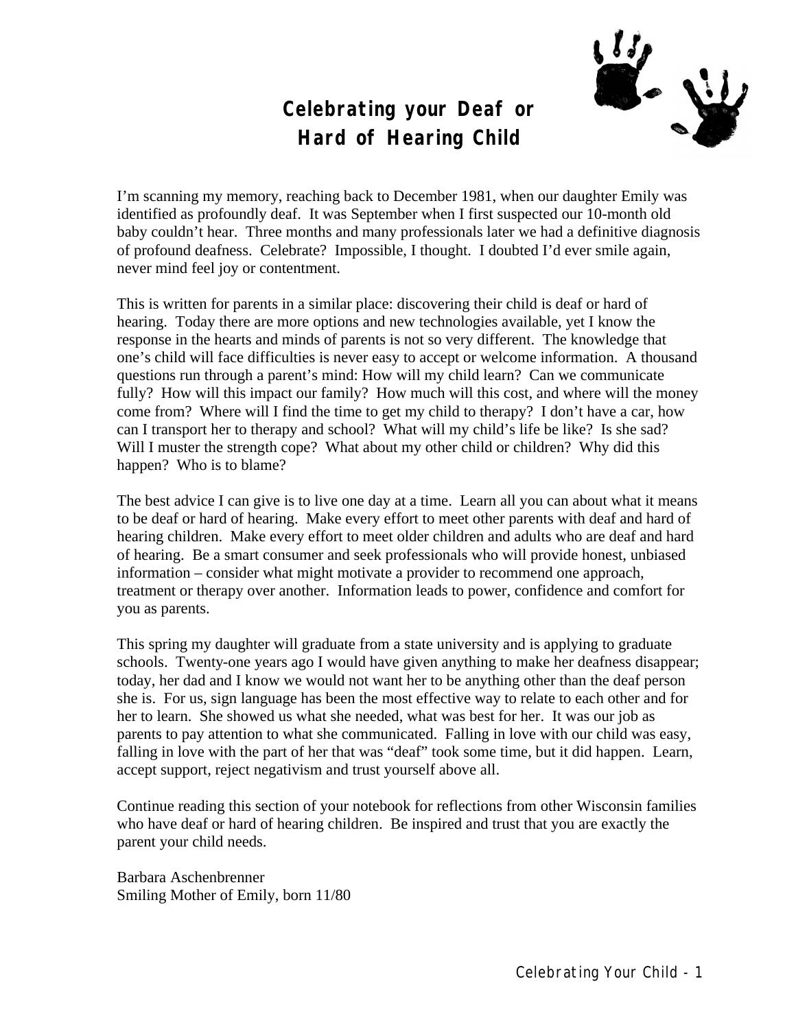# Celebrating your Deaf or Hard of Hearing Child

I'm scanning my memory, reaching back to December 1981, when our daughter Emily was identified as profoundly deaf. It was September when I first suspected our 10-month old baby couldn't hear. Three months and many professionals later we had a definitive diagnosis of profound deafness. Celebrate? Impossible, I thought. I doubted I'd ever smile again, never mind feel joy or contentment.

This is written for parents in a similar place: discovering their child is deaf or hard of hearing. Today there are more options and new technologies available, yet I know the response in the hearts and minds of parents is not so very different. The knowledge that one's child will face difficulties is never easy to accept or welcome information. A thousand questions run through a parent's mind: How will my child learn? Can we communicate fully? How will this impact our family? How much will this cost, and where will the money come from? Where will I find the time to get my child to therapy? I don't have a car, how can I transport her to therapy and school? What will my child's life be like? Is she sad? Will I muster the strength cope? What about my other child or children? Why did this happen? Who is to blame?

The best advice I can give is to live one day at a time. Learn all you can about what it means to be deaf or hard of hearing. Make every effort to meet other parents with deaf and hard of hearing children. Make every effort to meet older children and adults who are deaf and hard of hearing. Be a smart consumer and seek professionals who will provide honest, unbiased information – consider what might motivate a provider to recommend one approach, treatment or therapy over another. Information leads to power, confidence and comfort for you as parents.

This spring my daughter will graduate from a state university and is applying to graduate schools. Twenty-one years ago I would have given anything to make her deafness disappear; today, her dad and I know we would not want her to be anything other than the deaf person she is. For us, sign language has been the most effective way to relate to each other and for her to learn. She showed us what she needed, what was best for her. It was our job as parents to pay attention to what she communicated. Falling in love with our child was easy, falling in love with the part of her that was "deaf" took some time, but it did happen. Learn, accept support, reject negativism and trust yourself above all.

Continue reading this section of your notebook for reflections from other Wisconsin families who have deaf or hard of hearing children. Be inspired and trust that you are exactly the parent your child needs.

Barbara Aschenbrenner
Smiling Mother of Emily, born 11/80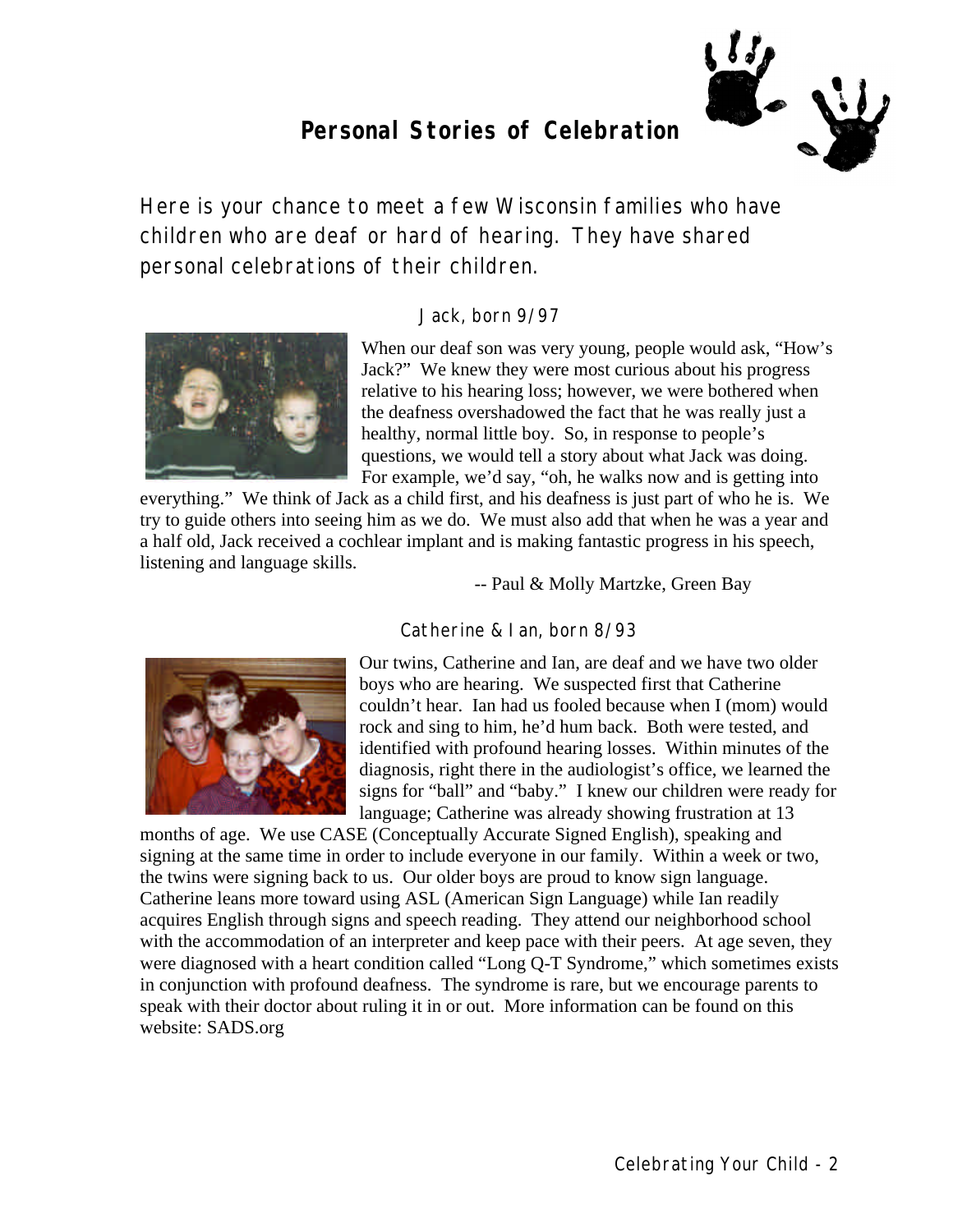# Personal Stories of Celebration

Here is your chance to meet a few Wisconsin families who have children who are deaf or hard of hearing. They have shared personal celebrations of their children.

### Jack, born 9/97

When our deaf son was very young, people would ask, "How's Jack?" We knew they were most curious about his progress relative to his hearing loss; however, we were bothered when the deafness overshadowed the fact that he was really just a healthy, normal little boy. So, in response to people's questions, we would tell a story about what Jack was doing. For example, we'd say, "oh, he walks now and is getting into everything." We think of Jack as a child first, and his deafness is just part of who he is. We try to guide others into seeing him as we do. We must also add that when he was a year and a half old, Jack received a cochlear implant and is making fantastic progress in his speech, listening and language skills.

-- Paul & Molly Martzke, Green Bay

### Catherine & Ian, born 8/93

Our twins, Catherine and Ian, are deaf and we have two older boys who are hearing. We suspected first that Catherine couldn't hear. Ian had us fooled because when I (mom) would rock and sing to him, he'd hum back. Both were tested, and identified with profound hearing losses. Within minutes of the diagnosis, right there in the audiologist's office, we learned the signs for "ball" and "baby." I knew our children were ready for language; Catherine was already showing frustration at 13 months of age. We use CASE (Conceptually Accurate Signed English), speaking and signing at the same time in order to include everyone in our family. Within a week or two, the twins were signing back to us. Our older boys are proud to know sign language. Catherine leans more toward using ASL (American Sign Language) while Ian readily acquires English through signs and speech reading. They attend our neighborhood school with the accommodation of an interpreter and keep pace with their peers. At age seven, they were diagnosed with a heart condition called "Long Q-T Syndrome," which sometimes exists in conjunction with profound deafness. The syndrome is rare, but we encourage parents to speak with their doctor about ruling it in or out. More information can be found on this website: SADS.org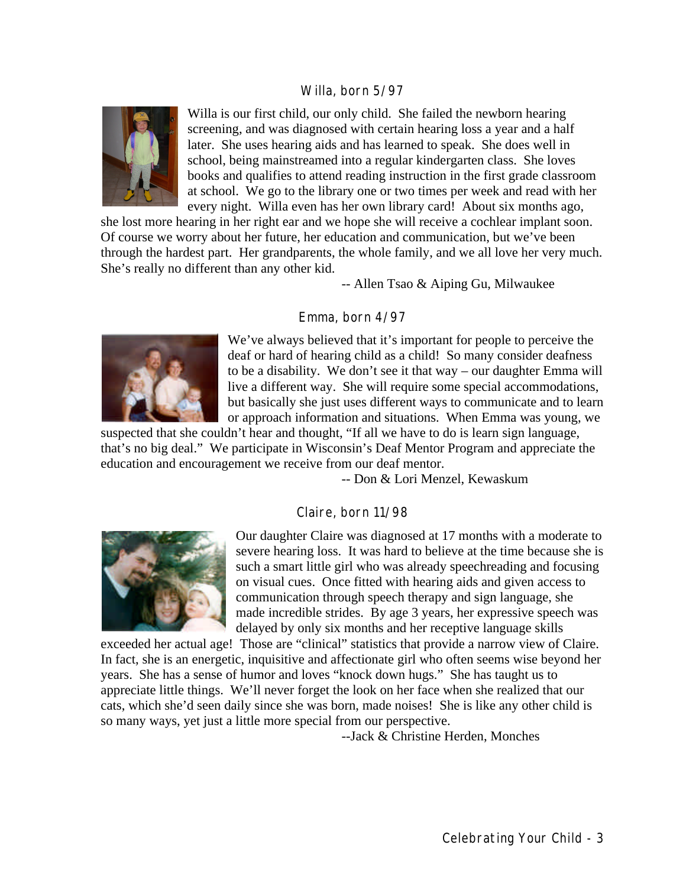## Willa, born 5/97

Willa is our first child, our only child. She failed the newborn hearing screening, and was diagnosed with certain hearing loss a year and a half later. She uses hearing aids and has learned to speak. She does well in school, being mainstreamed into a regular kindergarten class. She loves books and qualifies to attend reading instruction in the first grade classroom at school. We go to the library one or two times per week and read with her every night. Willa even has her own library card! About six months ago, she lost more hearing in her right ear and we hope she will receive a cochlear implant soon. Of course we worry about her future, her education and communication, but we've been through the hardest part. Her grandparents, the whole family, and we all love her very much. She's really no different than any other kid.

-- Allen Tsao & Aiping Gu, Milwaukee

## Emma, born 4/97

We've always believed that it's important for people to perceive the deaf or hard of hearing child as a child! So many consider deafness to be a disability. We don't see it that way – our daughter Emma will live a different way. She will require some special accommodations, but basically she just uses different ways to communicate and to learn or approach information and situations. When Emma was young, we suspected that she couldn't hear and thought, "If all we have to do is learn sign language, that's no big deal." We participate in Wisconsin's Deaf Mentor Program and appreciate the education and encouragement we receive from our deaf mentor.

-- Don & Lori Menzel, Kewaskum

## Claire, born 11/98

Our daughter Claire was diagnosed at 17 months with a moderate to severe hearing loss. It was hard to believe at the time because she is such a smart little girl who was already speechreading and focusing on visual cues. Once fitted with hearing aids and given access to communication through speech therapy and sign language, she made incredible strides. By age 3 years, her expressive speech was delayed by only six months and her receptive language skills exceeded her actual age! Those are "clinical" statistics that provide a narrow view of Claire. In fact, she is an energetic, inquisitive and affectionate girl who often seems wise beyond her years. She has a sense of humor and loves "knock down hugs." She has taught us to appreciate little things. We'll never forget the look on her face when she realized that our cats, which she'd seen daily since she was born, made noises! She is like any other child is so many ways, yet just a little more special from our perspective.

--Jack & Christine Herden, Monches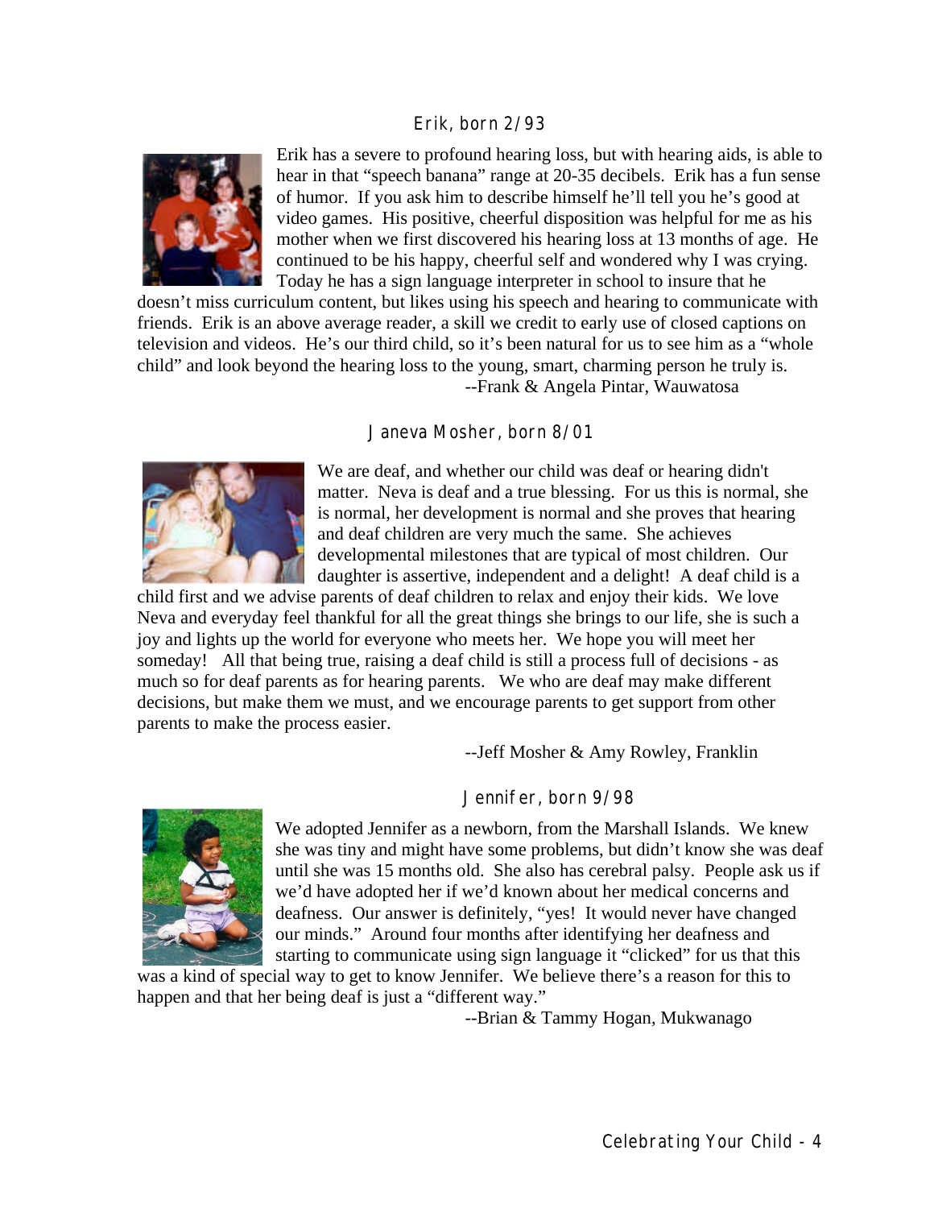### Erik, born 2/93

Erik has a severe to profound hearing loss, but with hearing aids, is able to hear in that "speech banana" range at 20-35 decibels. Erik has a fun sense of humor. If you ask him to describe himself he'll tell you he's good at video games. His positive, cheerful disposition was helpful for me as his mother when we first discovered his hearing loss at 13 months of age. He continued to be his happy, cheerful self and wondered why I was crying. Today he has a sign language interpreter in school to insure that he doesn't miss curriculum content, but likes using his speech and hearing to communicate with friends. Erik is an above average reader, a skill we credit to early use of closed captions on television and videos. He's our third child, so it's been natural for us to see him as a "whole child" and look beyond the hearing loss to the young, smart, charming person he truly is.

--Frank & Angela Pintar, Wauwatosa

### Janeva Mosher, born 8/01

We are deaf, and whether our child was deaf or hearing didn't matter. Neva is deaf and a true blessing. For us this is normal, she is normal, her development is normal and she proves that hearing and deaf children are very much the same. She achieves developmental milestones that are typical of most children. Our daughter is assertive, independent and a delight! A deaf child is a child first and we advise parents of deaf children to relax and enjoy their kids. We love Neva and everyday feel thankful for all the great things she brings to our life, she is such a joy and lights up the world for everyone who meets her. We hope you will meet her someday! All that being true, raising a deaf child is still a process full of decisions - as much so for deaf parents as for hearing parents. We who are deaf may make different decisions, but make them we must, and we encourage parents to get support from other parents to make the process easier.

--Jeff Mosher & Amy Rowley, Franklin

### Jennifer, born 9/98

We adopted Jennifer as a newborn, from the Marshall Islands. We knew she was tiny and might have some problems, but didn't know she was deaf until she was 15 months old. She also has cerebral palsy. People ask us if we'd have adopted her if we'd known about her medical concerns and deafness. Our answer is definitely, "yes! It would never have changed our minds." Around four months after identifying her deafness and starting to communicate using sign language it "clicked" for us that this was a kind of special way to get to know Jennifer. We believe there's a reason for this to happen and that her being deaf is just a "different way."

--Brian & Tammy Hogan, Mukwanago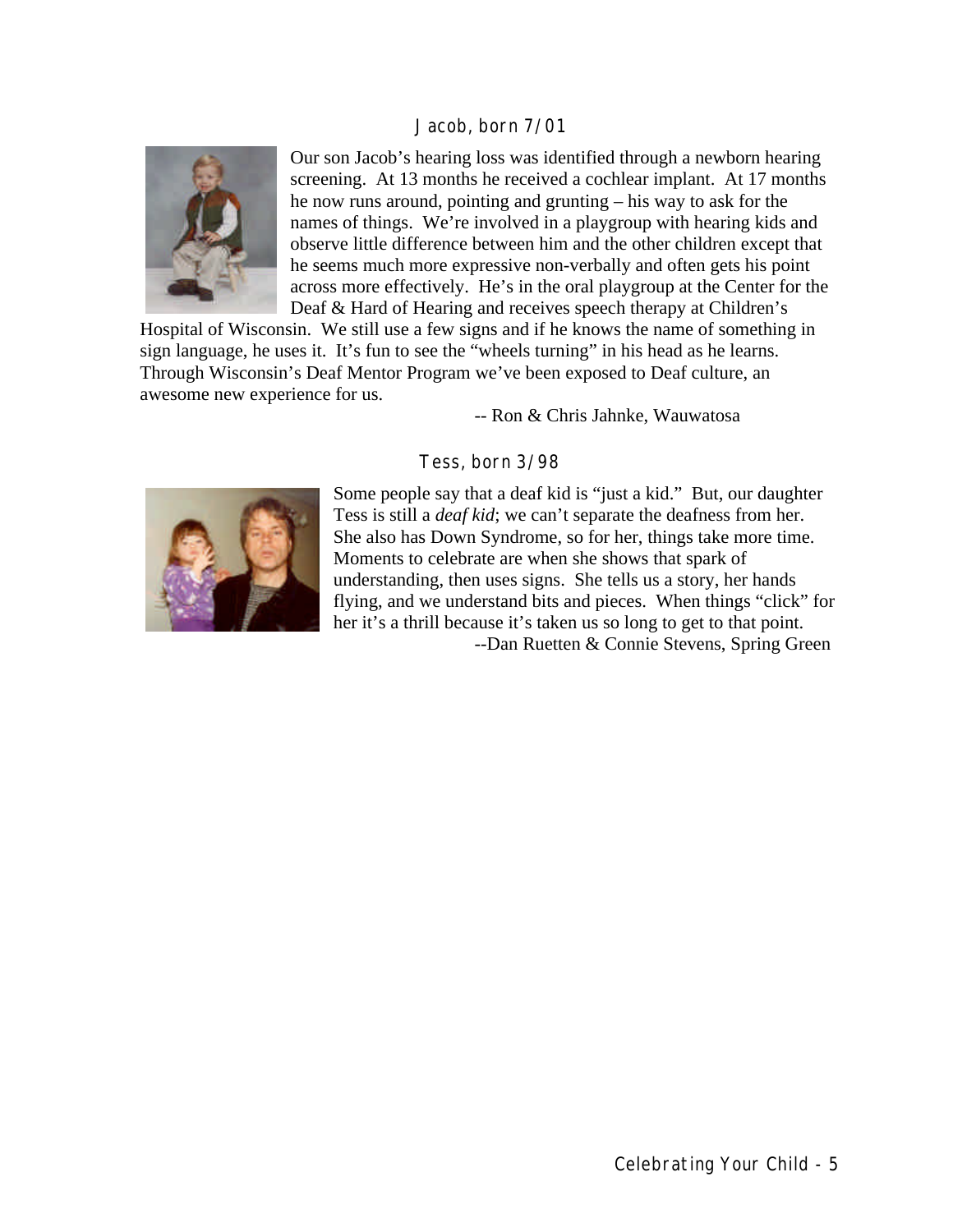## Jacob, born 7/01

Our son Jacob's hearing loss was identified through a newborn hearing screening. At 13 months he received a cochlear implant. At 17 months he now runs around, pointing and grunting – his way to ask for the names of things. We're involved in a playgroup with hearing kids and observe little difference between him and the other children except that he seems much more expressive non-verbally and often gets his point across more effectively. He's in the oral playgroup at the Center for the Deaf & Hard of Hearing and receives speech therapy at Children's Hospital of Wisconsin. We still use a few signs and if he knows the name of something in sign language, he uses it. It's fun to see the "wheels turning" in his head as he learns. Through Wisconsin's Deaf Mentor Program we've been exposed to Deaf culture, an awesome new experience for us.

-- Ron & Chris Jahnke, Wauwatosa

## Tess, born 3/98

Some people say that a deaf kid is "just a kid." But, our daughter Tess is still a *deaf kid*; we can't separate the deafness from her. She also has Down Syndrome, so for her, things take more time. Moments to celebrate are when she shows that spark of understanding, then uses signs. She tells us a story, her hands flying, and we understand bits and pieces. When things "click" for her it's a thrill because it's taken us so long to get to that point.

--Dan Ruetten & Connie Stevens, Spring Green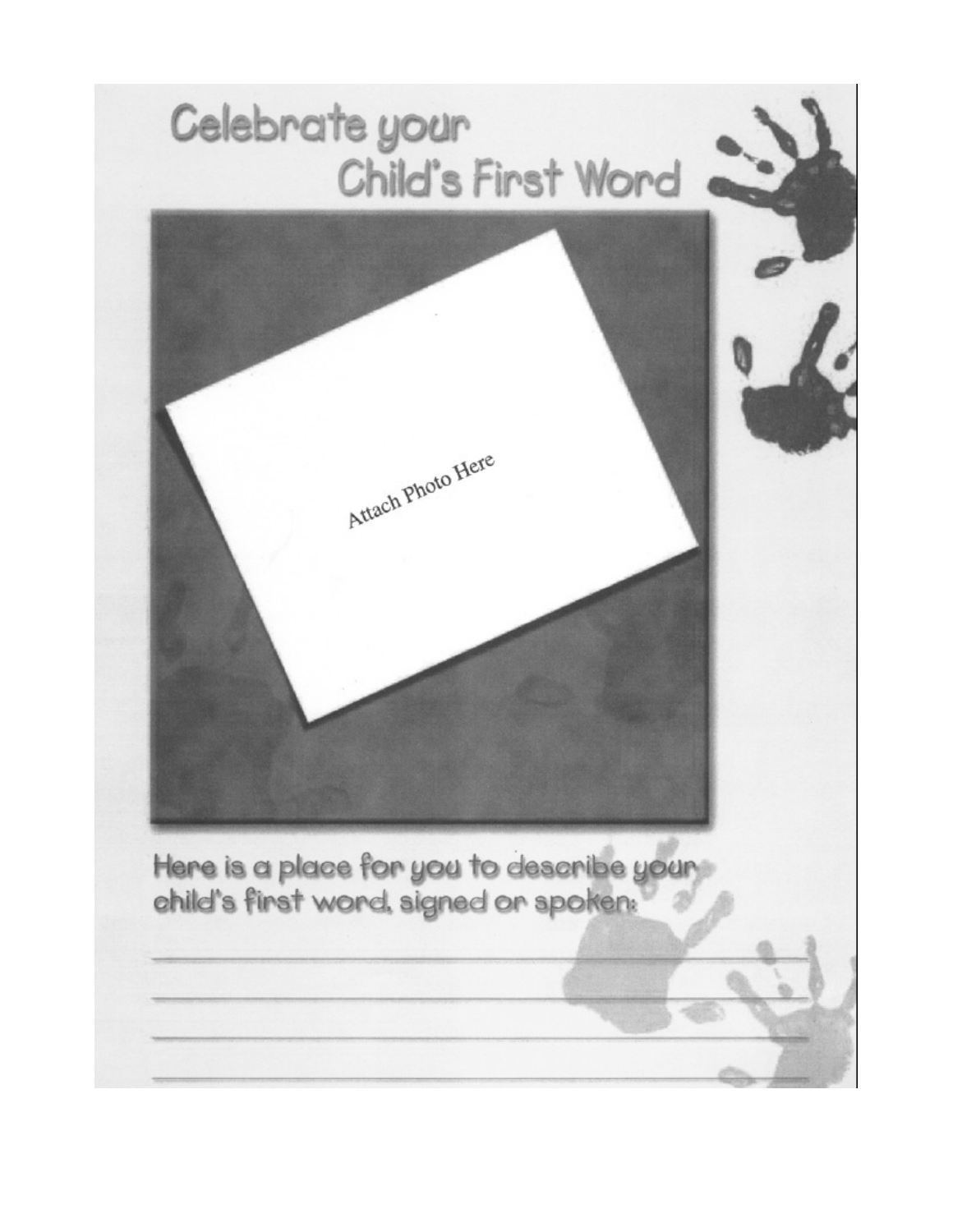# Celebrate your Child's First Word

Attach Photo Here

Here is a place for you to describe your child's first word, signed or spoken:

\_\_\_\_\_\_\_\_\_\_\_\_\_\_\_\_\_\_\_\_\_\_\_\_\_\_\_\_\_\_\_\_\_\_\_\_\_\_\_\_\_\_\_\_\_\_\_\_

\_\_\_\_\_\_\_\_\_\_\_\_\_\_\_\_\_\_\_\_\_\_\_\_\_\_\_\_\_\_\_\_\_\_\_\_\_\_\_\_\_\_\_\_\_\_\_\_

\_\_\_\_\_\_\_\_\_\_\_\_\_\_\_\_\_\_\_\_\_\_\_\_\_\_\_\_\_\_\_\_\_\_\_\_\_\_\_\_\_\_\_\_\_\_\_\_

\_\_\_\_\_\_\_\_\_\_\_\_\_\_\_\_\_\_\_\_\_\_\_\_\_\_\_\_\_\_\_\_\_\_\_\_\_\_\_\_\_\_\_\_\_\_\_\_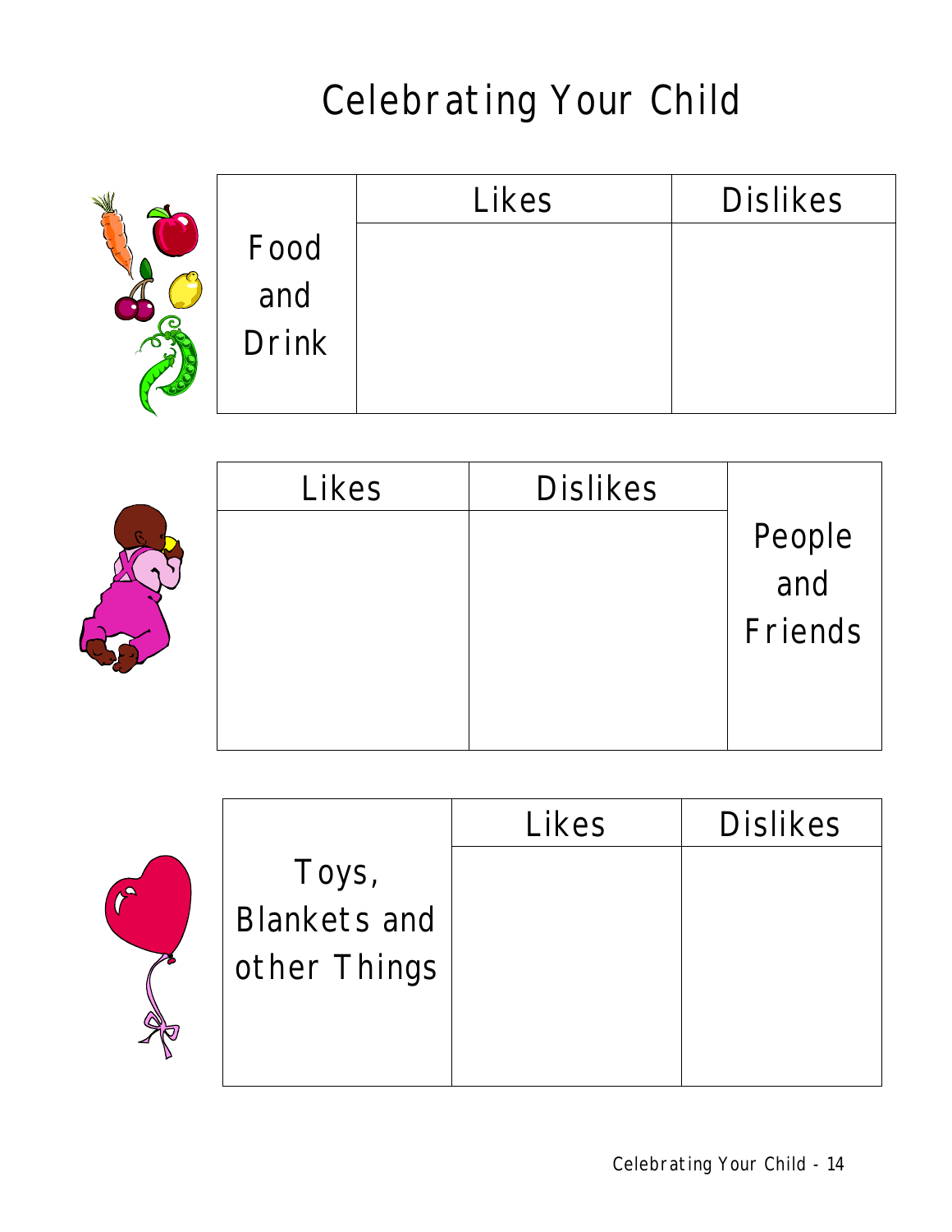# Celebrating Your Child

| Food and Drink | Likes | Dislikes |
|---|---|---|
| | | |

| Likes | Dislikes | People and Friends |
|---|---|---|
| | | |

| Toys, Blankets and other Things | Likes | Dislikes |
|---|---|---|
| | | |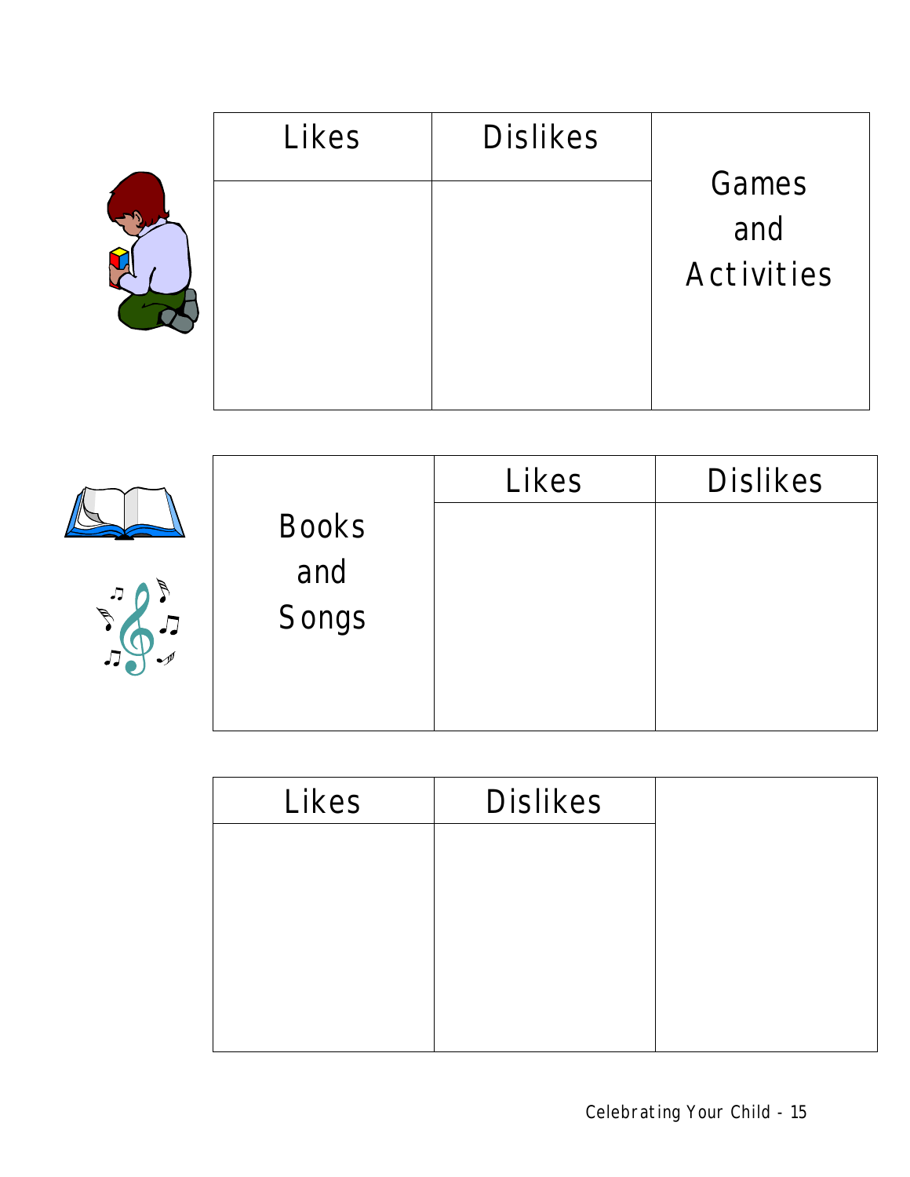| Likes | Dislikes | Games and Activities |
| --- | --- | --- |
| | | |

| Books and Songs | Likes | Dislikes |
| --- | --- | --- |
| | | |

| Likes | Dislikes | |
| --- | --- | --- |
| | | |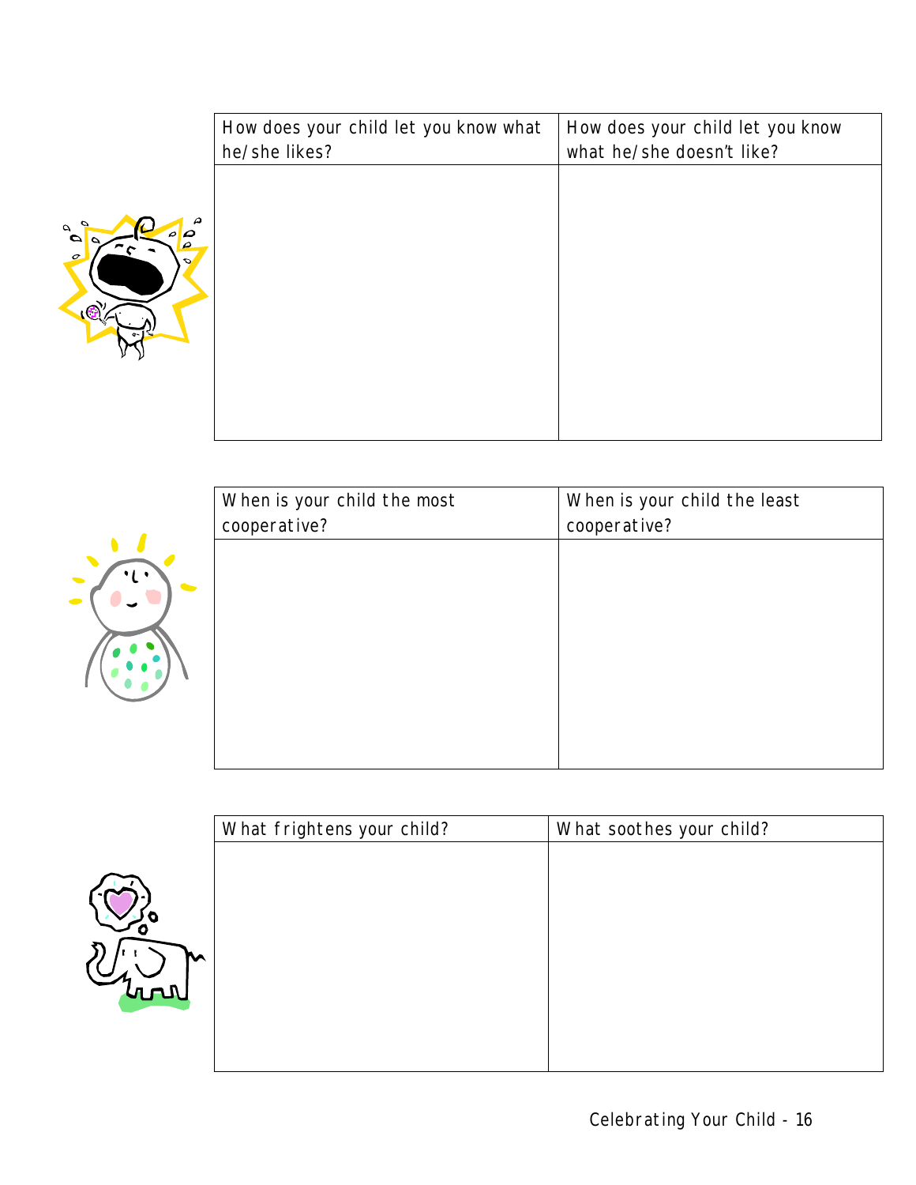| How does your child let you know what he/she likes? | How does your child let you know what he/she doesn't like? |
| --- | --- |
| | |

| When is your child the most cooperative? | When is your child the least cooperative? |
| --- | --- |
| | |

| What frightens your child? | What soothes your child? |
| --- | --- |
| | |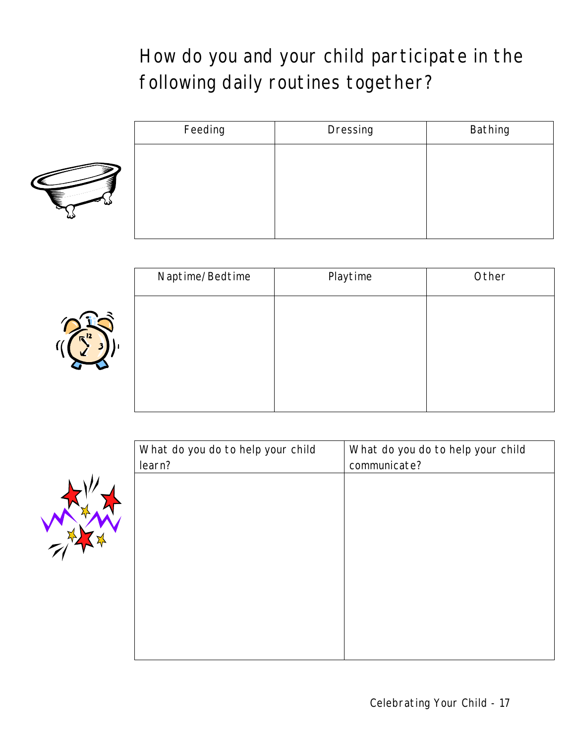# How do you and your child participate in the following daily routines together?

| Feeding | Dressing | Bathing |
| --- | --- | --- |
| | | |

| Naptime/Bedtime | Playtime | Other |
| --- | --- | --- |
| | | |

| What do you do to help your child learn? | What do you do to help your child communicate? |
| --- | --- |
| | |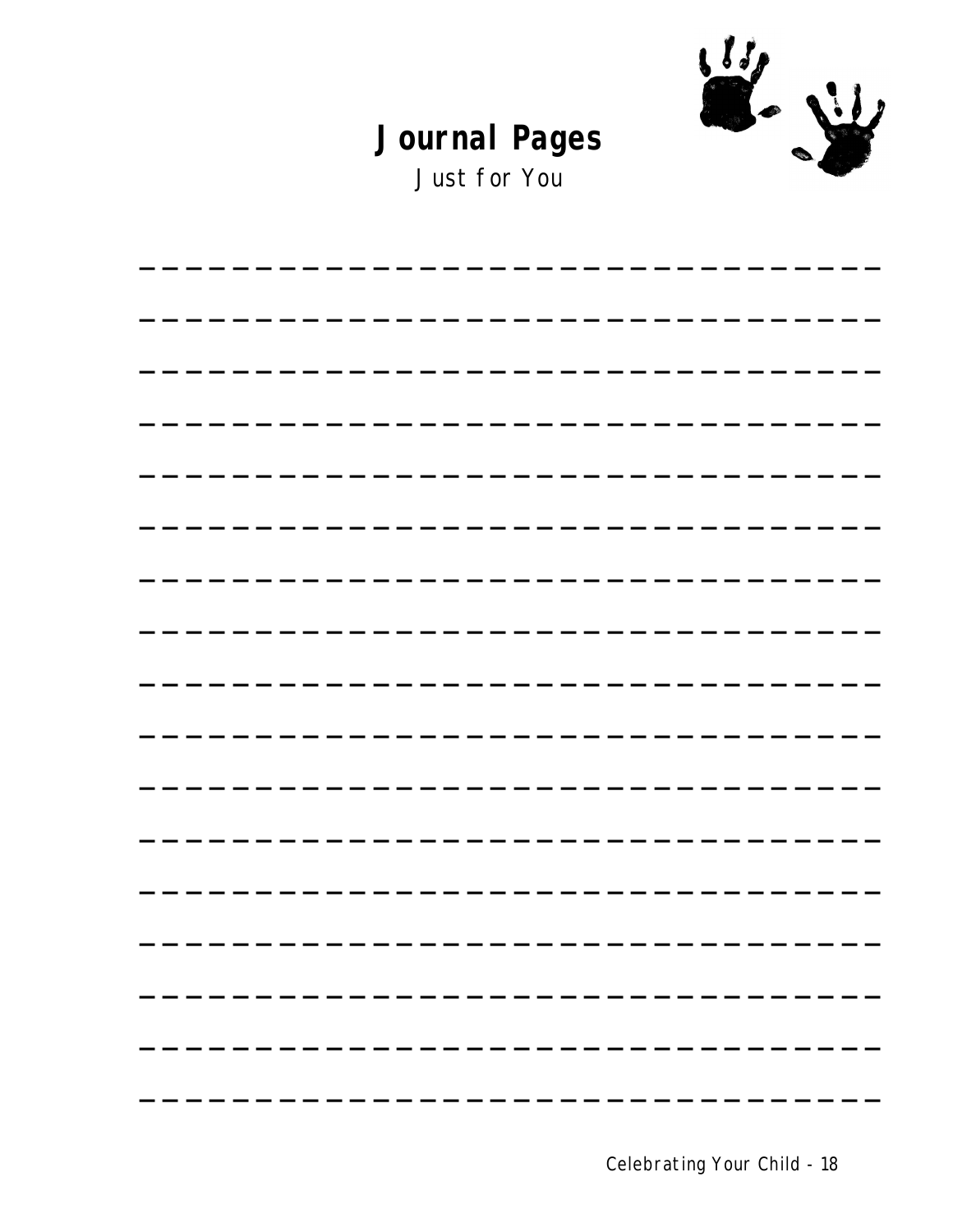# Journal Pages

*Just for You*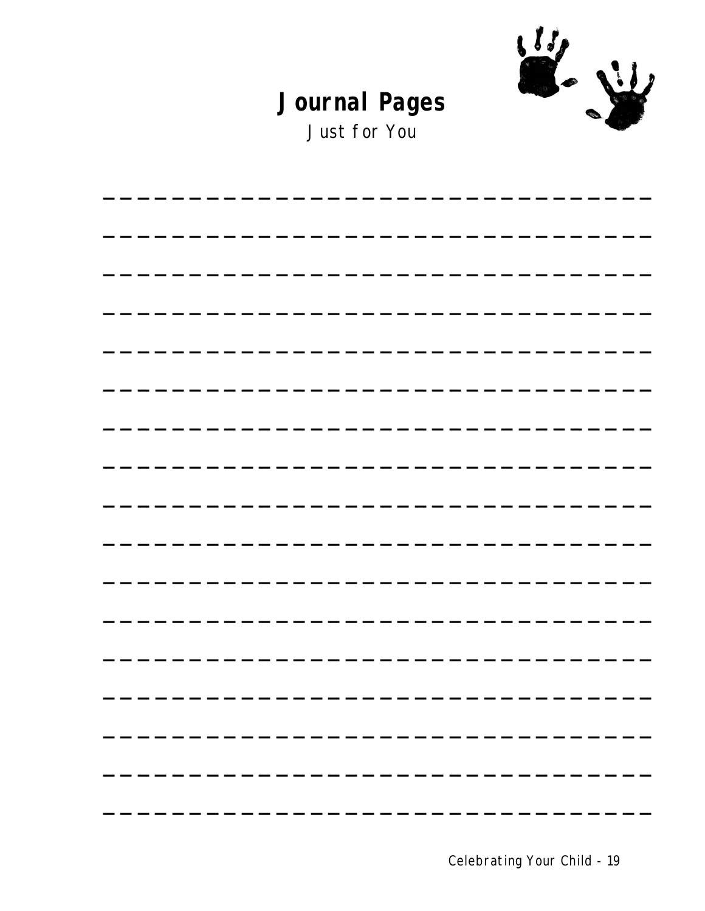# Journal Pages

*Just for You*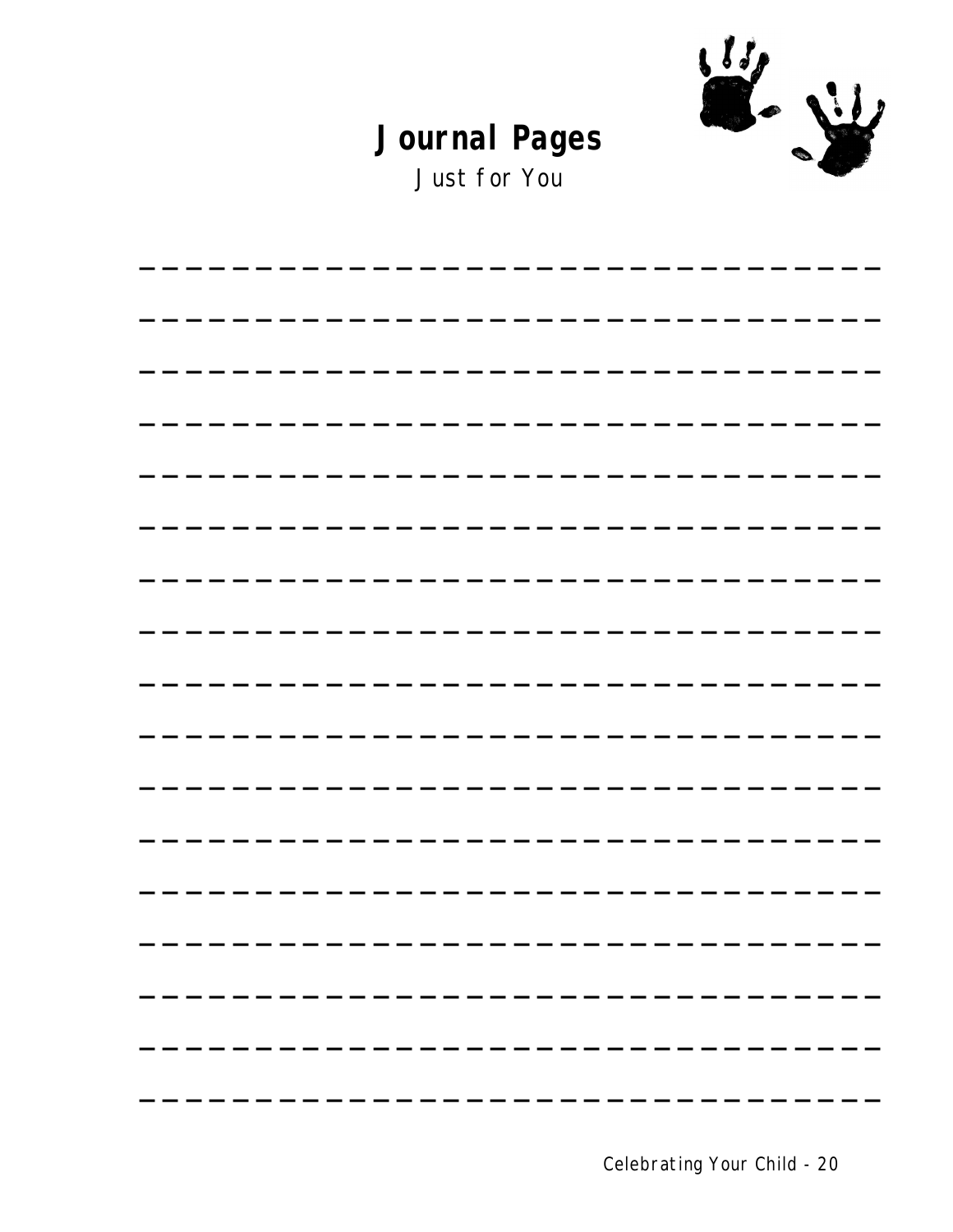# Journal Pages

*Just for You*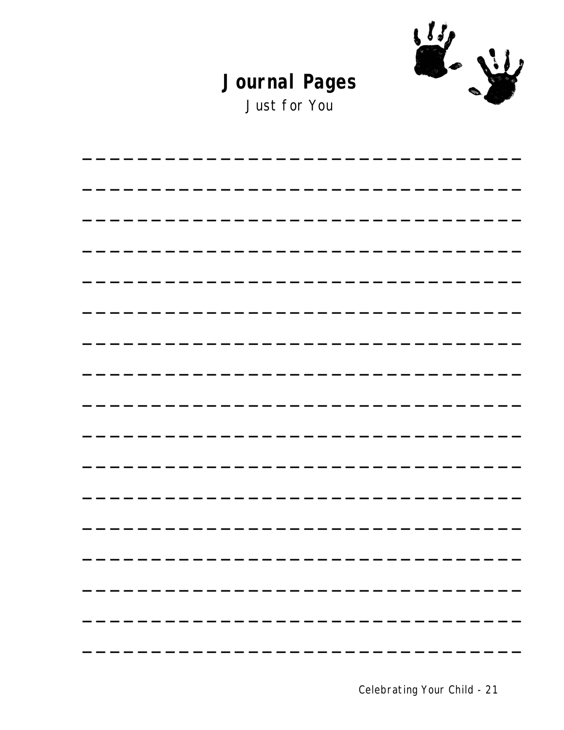# Journal Pages

Just for You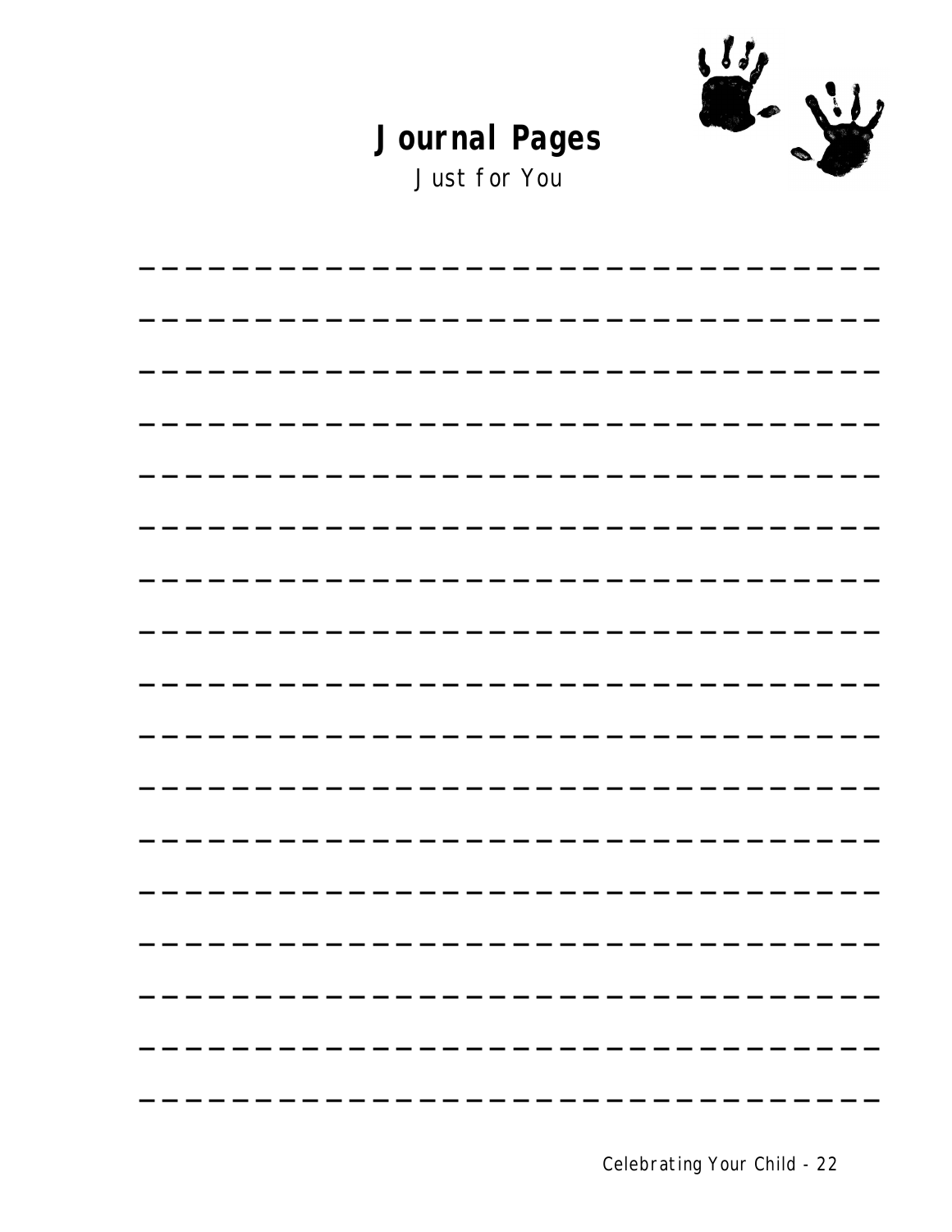# Journal Pages

*Just for You*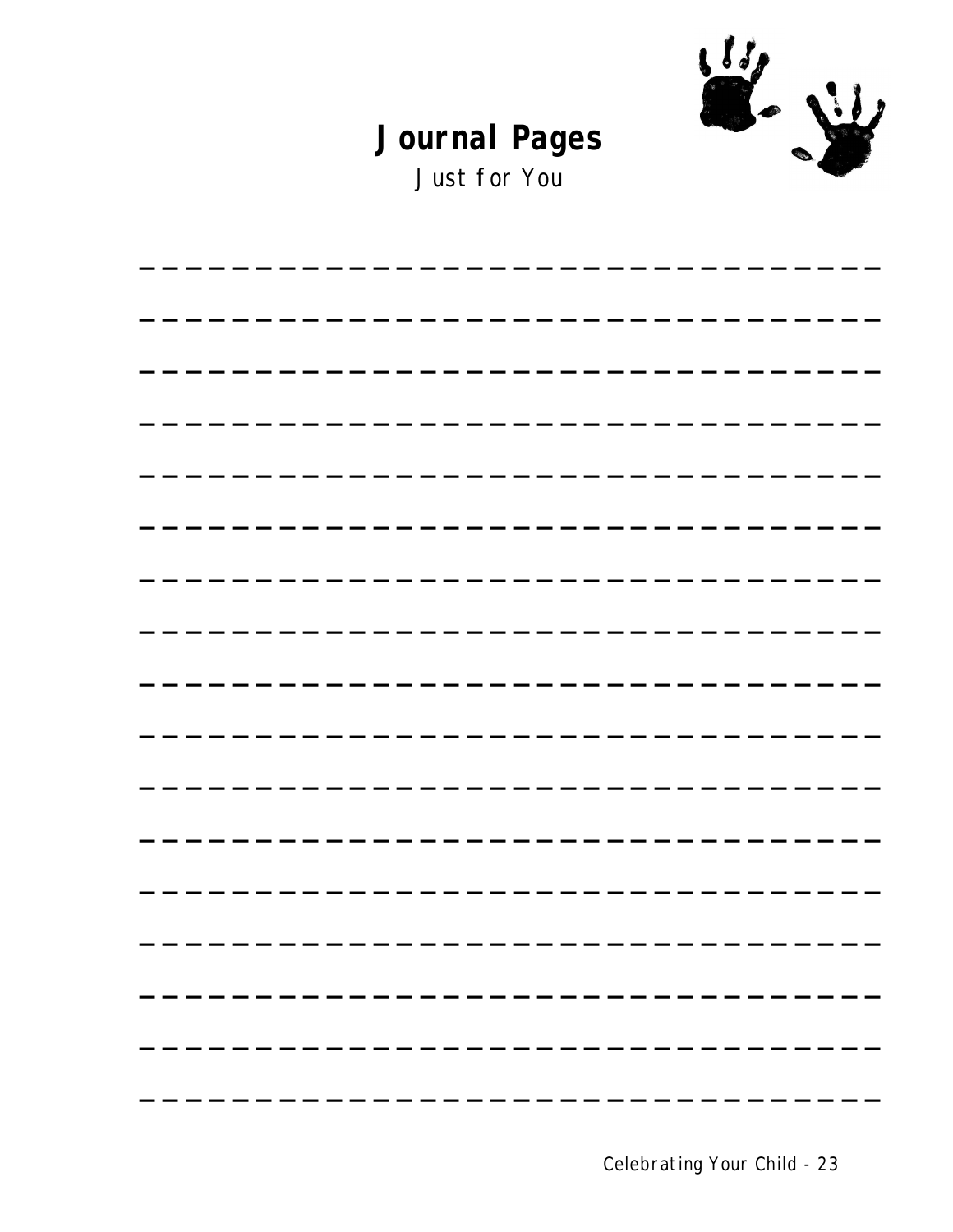# Journal Pages

*Just for You*